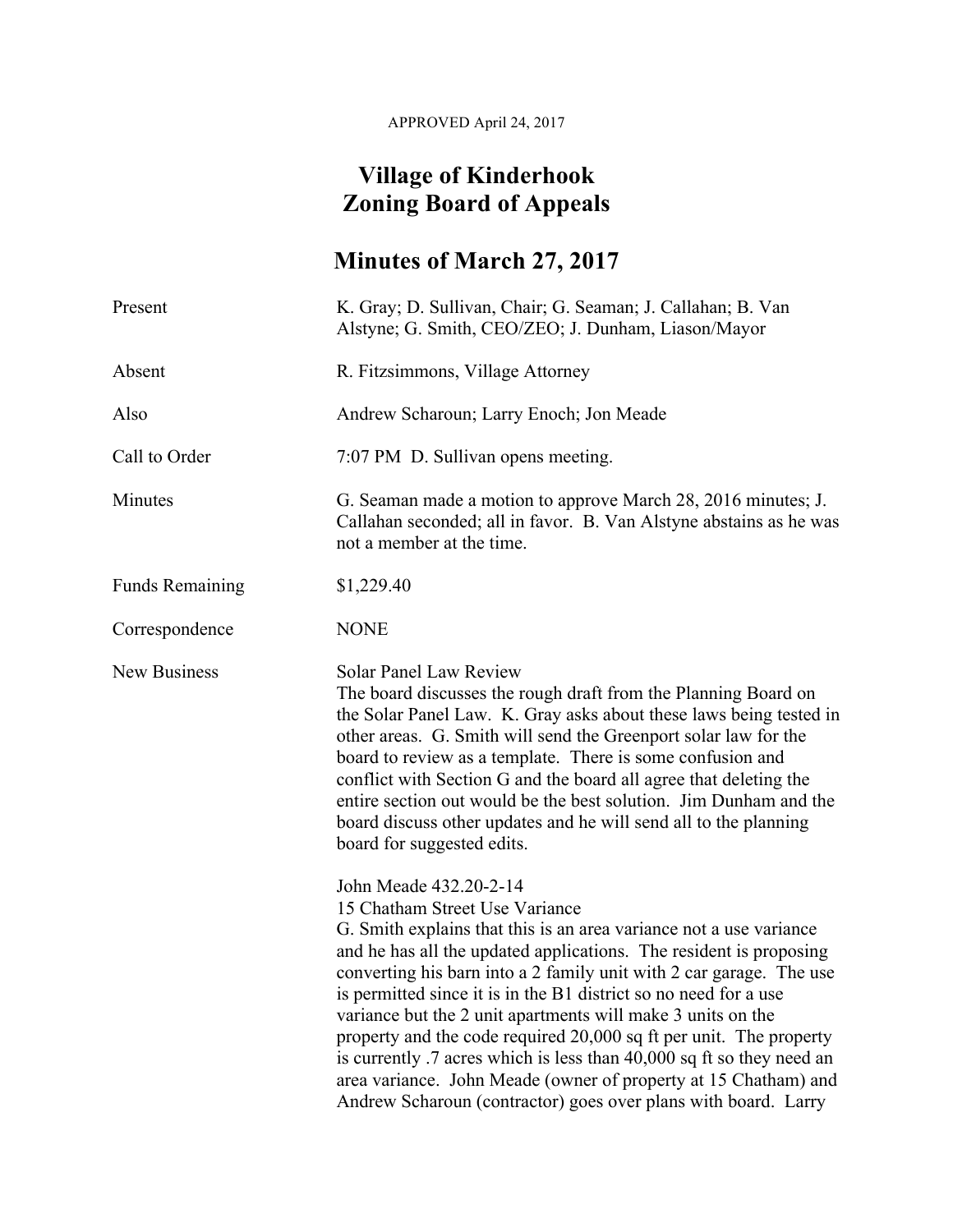APPROVED April 24, 2017

# Village of Kinderhook
# Zoning Board of Appeals

## Minutes of March 27, 2017

| | |
|---|---|
| Present | K. Gray; D. Sullivan, Chair; G. Seaman; J. Callahan; B. Van Alstyne; G. Smith, CEO/ZEO; J. Dunham, Liason/Mayor |
| Absent | R. Fitzsimmons, Village Attorney |
| Also | Andrew Scharoun; Larry Enoch; Jon Meade |
| Call to Order | 7:07 PM D. Sullivan opens meeting. |
| Minutes | G. Seaman made a motion to approve March 28, 2016 minutes; J. Callahan seconded; all in favor. B. Van Alstyne abstains as he was not a member at the time. |
| Funds Remaining | $1,229.40 |
| Correspondence | NONE |

**New Business**

Solar Panel Law Review
The board discusses the rough draft from the Planning Board on the Solar Panel Law. K. Gray asks about these laws being tested in other areas. G. Smith will send the Greenport solar law for the board to review as a template. There is some confusion and conflict with Section G and the board all agree that deleting the entire section out would be the best solution. Jim Dunham and the board discuss other updates and he will send all to the planning board for suggested edits.

John Meade 432.20-2-14
15 Chatham Street Use Variance
G. Smith explains that this is an area variance not a use variance and he has all the updated applications. The resident is proposing converting his barn into a 2 family unit with 2 car garage. The use is permitted since it is in the B1 district so no need for a use variance but the 2 unit apartments will make 3 units on the property and the code required 20,000 sq ft per unit. The property is currently .7 acres which is less than 40,000 sq ft so they need an area variance. John Meade (owner of property at 15 Chatham) and Andrew Scharoun (contractor) goes over plans with board. Larry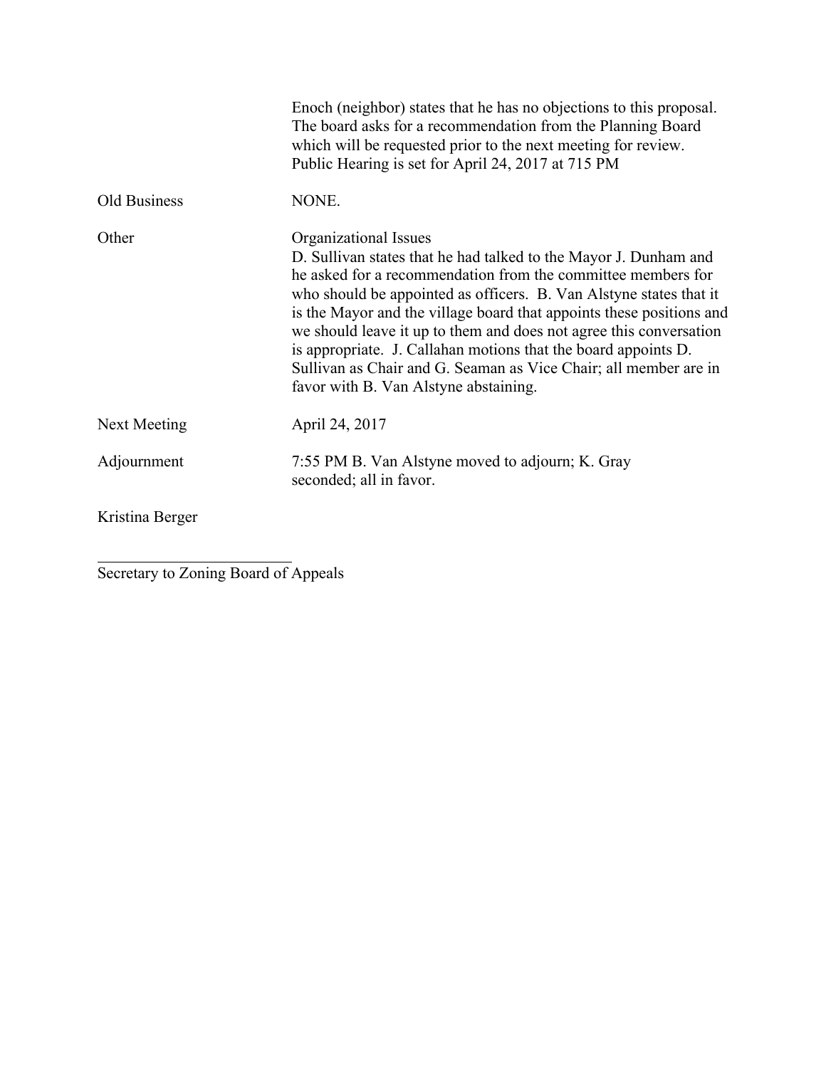| | |
|---|---|
| | Enoch (neighbor) states that he has no objections to this proposal. The board asks for a recommendation from the Planning Board which will be requested prior to the next meeting for review. Public Hearing is set for April 24, 2017 at 715 PM |
| Old Business | NONE. |
| Other | Organizational Issues<br>D. Sullivan states that he had talked to the Mayor J. Dunham and he asked for a recommendation from the committee members for who should be appointed as officers. B. Van Alstyne states that it is the Mayor and the village board that appoints these positions and we should leave it up to them and does not agree this conversation is appropriate. J. Callahan motions that the board appoints D. Sullivan as Chair and G. Seaman as Vice Chair; all member are in favor with B. Van Alstyne abstaining. |
| Next Meeting | April 24, 2017 |
| Adjournment | 7:55 PM B. Van Alstyne moved to adjourn; K. Gray seconded; all in favor. |

Kristina Berger

\_\_\_\_\_\_\_\_\_\_\_\_\_\_\_\_\_\_\_\_\_\_\_\_\_\_

Secretary to Zoning Board of Appeals